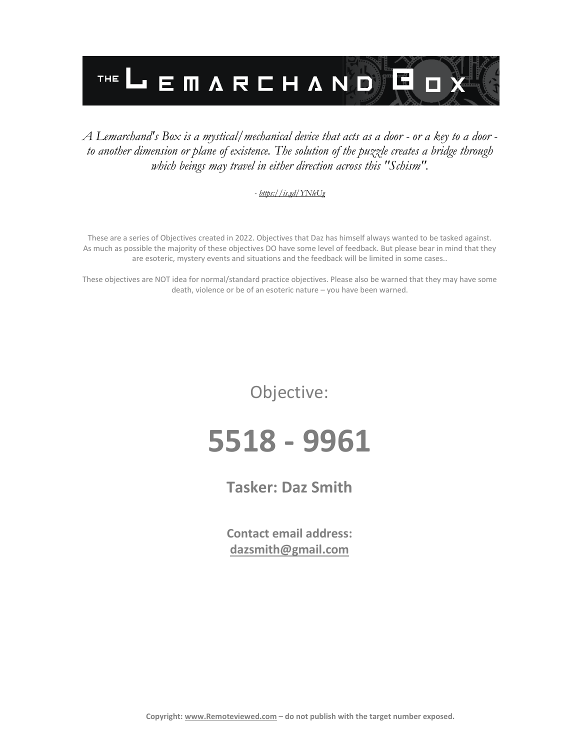# THE LEMARCHAND BOX

*A Lemarchand's Box is a mystical/mechanical device that acts as a door - or a key to a door - to another dimension or plane of existence. The solution of the puzzle creates a bridge through which beings may travel in either direction across this "Schism".*

*- https://is.gd/YNleUg*

These are a series of Objectives created in 2022. Objectives that Daz has himself always wanted to be tasked against. As much as possible the majority of these objectives DO have some level of feedback. But please bear in mind that they are esoteric, mystery events and situations and the feedback will be limited in some cases..

These objectives are NOT idea for normal/standard practice objectives. Please also be warned that they may have some death, violence or be of an esoteric nature – you have been warned.

## Objective:

# 5518 - 9961

### Tasker: Daz Smith

**Contact email address:**
**dazsmith@gmail.com**

**Copyright: www.Remoteviewed.com – do not publish with the target number exposed.**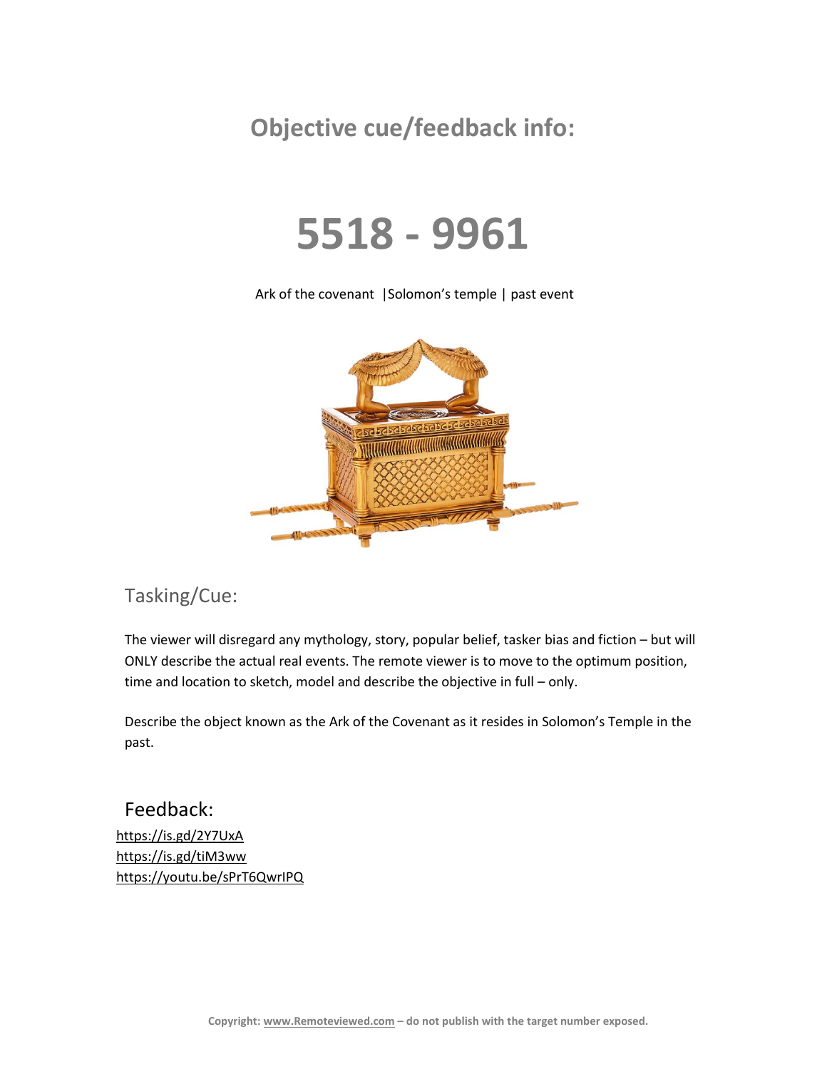## Objective cue/feedback info:

# 5518 - 9961

Ark of the covenant |Solomon's temple | past event

### Tasking/Cue:

The viewer will disregard any mythology, story, popular belief, tasker bias and fiction – but will ONLY describe the actual real events. The remote viewer is to move to the optimum position, time and location to sketch, model and describe the objective in full – only.

Describe the object known as the Ark of the Covenant as it resides in Solomon's Temple in the past.

### Feedback:

https://is.gd/2Y7UxA
https://is.gd/tiM3ww
https://youtu.be/sPrT6QwrIPQ

**Copyright: www.Remoteviewed.com – do not publish with the target number exposed.**